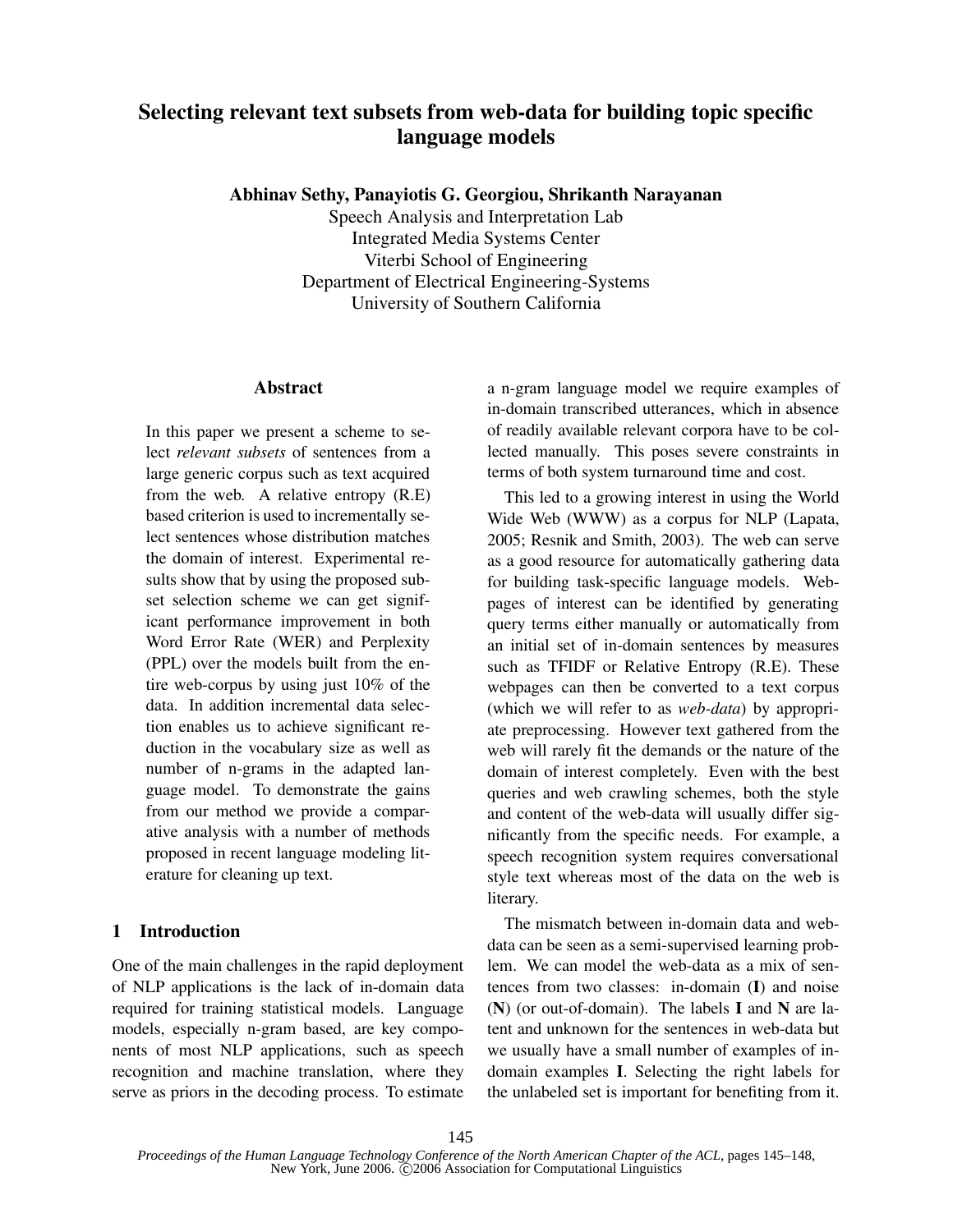# Selecting relevant text subsets from web-data for building topic specific language models

**Abhinav Sethy, Panayiotis G. Georgiou, Shrikanth Narayanan**

Speech Analysis and Interpretation Lab
Integrated Media Systems Center
Viterbi School of Engineering
Department of Electrical Engineering-Systems
University of Southern California

## Abstract

In this paper we present a scheme to select *relevant subsets* of sentences from a large generic corpus such as text acquired from the web. A relative entropy (R.E) based criterion is used to incrementally select sentences whose distribution matches the domain of interest. Experimental results show that by using the proposed subset selection scheme we can get significant performance improvement in both Word Error Rate (WER) and Perplexity (PPL) over the models built from the entire web-corpus by using just 10% of the data. In addition incremental data selection enables us to achieve significant reduction in the vocabulary size as well as number of n-grams in the adapted language model. To demonstrate the gains from our method we provide a comparative analysis with a number of methods proposed in recent language modeling literature for cleaning up text.

## 1 Introduction

One of the main challenges in the rapid deployment of NLP applications is the lack of in-domain data required for training statistical models. Language models, especially n-gram based, are key components of most NLP applications, such as speech recognition and machine translation, where they serve as priors in the decoding process. To estimate a n-gram language model we require examples of in-domain transcribed utterances, which in absence of readily available relevant corpora have to be collected manually. This poses severe constraints in terms of both system turnaround time and cost.

This led to a growing interest in using the World Wide Web (WWW) as a corpus for NLP (Lapata, 2005; Resnik and Smith, 2003). The web can serve as a good resource for automatically gathering data for building task-specific language models. Webpages of interest can be identified by generating query terms either manually or automatically from an initial set of in-domain sentences by measures such as TFIDF or Relative Entropy (R.E). These webpages can then be converted to a text corpus (which we will refer to as *web-data*) by appropriate preprocessing. However text gathered from the web will rarely fit the demands or the nature of the domain of interest completely. Even with the best queries and web crawling schemes, both the style and content of the web-data will usually differ significantly from the specific needs. For example, a speech recognition system requires conversational style text whereas most of the data on the web is literary.

The mismatch between in-domain data and web-data can be seen as a semi-supervised learning problem. We can model the web-data as a mix of sentences from two classes: in-domain (**I**) and noise (**N**) (or out-of-domain). The labels **I** and **N** are latent and unknown for the sentences in web-data but we usually have a small number of examples of in-domain examples **I**. Selecting the right labels for the unlabeled set is important for benefiting from it.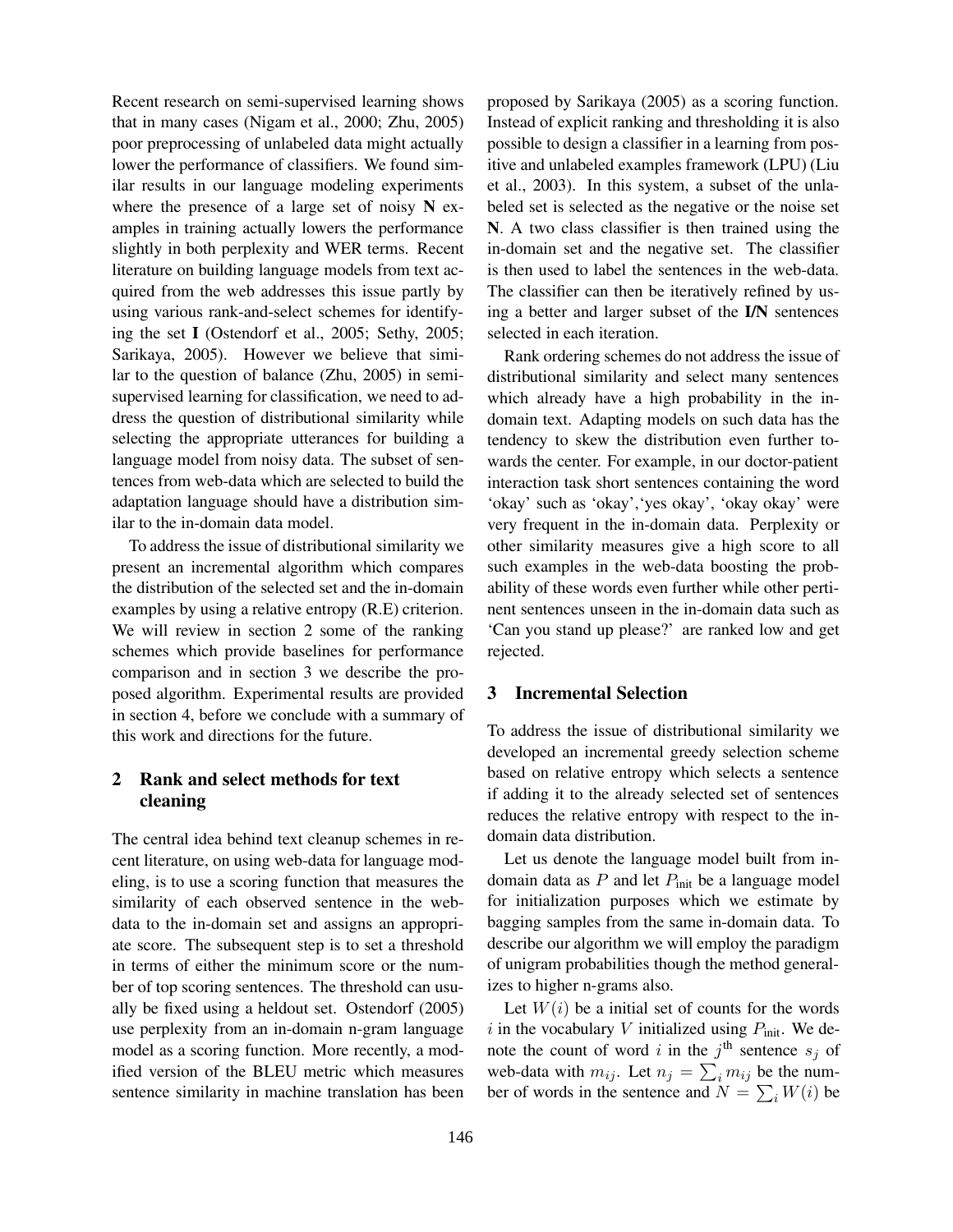Recent research on semi-supervised learning shows that in many cases (Nigam et al., 2000; Zhu, 2005) poor preprocessing of unlabeled data might actually lower the performance of classifiers. We found similar results in our language modeling experiments where the presence of a large set of noisy **N** examples in training actually lowers the performance slightly in both perplexity and WER terms. Recent literature on building language models from text acquired from the web addresses this issue partly by using various rank-and-select schemes for identifying the set **I** (Ostendorf et al., 2005; Sethy, 2005; Sarikaya, 2005). However we believe that similar to the question of balance (Zhu, 2005) in semi-supervised learning for classification, we need to address the question of distributional similarity while selecting the appropriate utterances for building a language model from noisy data. The subset of sentences from web-data which are selected to build the adaptation language should have a distribution similar to the in-domain data model.

To address the issue of distributional similarity we present an incremental algorithm which compares the distribution of the selected set and the in-domain examples by using a relative entropy (R.E) criterion. We will review in section 2 some of the ranking schemes which provide baselines for performance comparison and in section 3 we describe the proposed algorithm. Experimental results are provided in section 4, before we conclude with a summary of this work and directions for the future.

## 2 Rank and select methods for text cleaning

The central idea behind text cleanup schemes in recent literature, on using web-data for language modeling, is to use a scoring function that measures the similarity of each observed sentence in the web-data to the in-domain set and assigns an appropriate score. The subsequent step is to set a threshold in terms of either the minimum score or the number of top scoring sentences. The threshold can usually be fixed using a heldout set. Ostendorf (2005) use perplexity from an in-domain n-gram language model as a scoring function. More recently, a modified version of the BLEU metric which measures sentence similarity in machine translation has been proposed by Sarikaya (2005) as a scoring function. Instead of explicit ranking and thresholding it is also possible to design a classifier in a learning from positive and unlabeled examples framework (LPU) (Liu et al., 2003). In this system, a subset of the unlabeled set is selected as the negative or the noise set **N**. A two class classifier is then trained using the in-domain set and the negative set. The classifier is then used to label the sentences in the web-data. The classifier can then be iteratively refined by using a better and larger subset of the **I/N** sentences selected in each iteration.

Rank ordering schemes do not address the issue of distributional similarity and select many sentences which already have a high probability in the in-domain text. Adapting models on such data has the tendency to skew the distribution even further towards the center. For example, in our doctor-patient interaction task short sentences containing the word 'okay' such as 'okay','yes okay', 'okay okay' were very frequent in the in-domain data. Perplexity or other similarity measures give a high score to all such examples in the web-data boosting the probability of these words even further while other pertinent sentences unseen in the in-domain data such as 'Can you stand up please?' are ranked low and get rejected.

## 3 Incremental Selection

To address the issue of distributional similarity we developed an incremental greedy selection scheme based on relative entropy which selects a sentence if adding it to the already selected set of sentences reduces the relative entropy with respect to the in-domain data distribution.

Let us denote the language model built from in-domain data as $P$ and let $P_{\text{init}}$ be a language model for initialization purposes which we estimate by bagging samples from the same in-domain data. To describe our algorithm we will employ the paradigm of unigram probabilities though the method generalizes to higher n-grams also.

Let $W(i)$ be a initial set of counts for the words $i$ in the vocabulary $V$ initialized using $P_{\text{init}}$. We denote the count of word $i$ in the $j^{\text{th}}$ sentence $s_j$ of web-data with $m_{ij}$. Let $n_j = \sum_i m_{ij}$ be the number of words in the sentence and $N = \sum_i W(i)$ be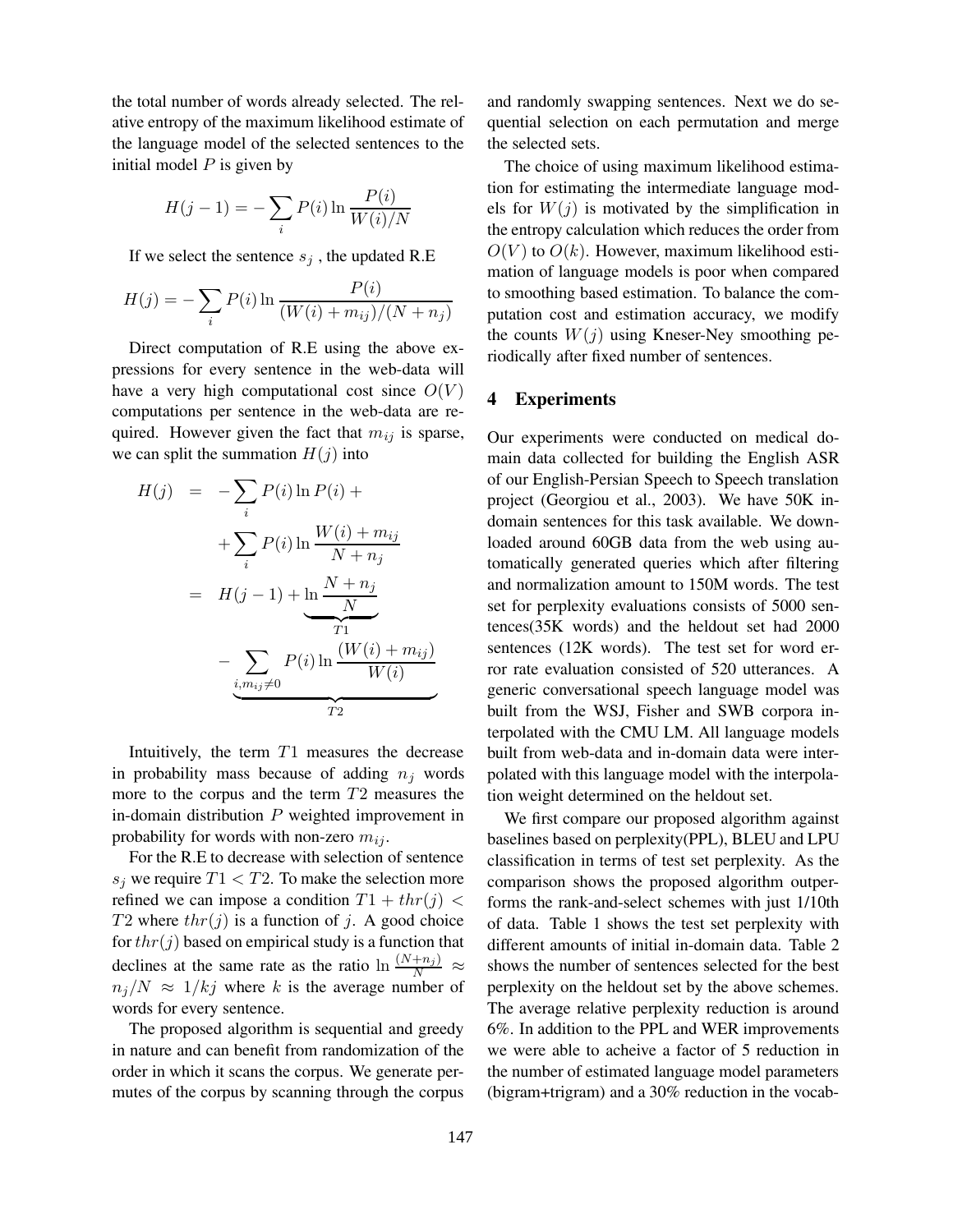the total number of words already selected. The relative entropy of the maximum likelihood estimate of the language model of the selected sentences to the initial model $P$ is given by

$$H(j-1) = -\sum_i P(i) \ln \frac{P(i)}{W(i)/N}$$

If we select the sentence $s_j$ , the updated R.E

$$H(j) = -\sum_i P(i) \ln \frac{P(i)}{(W(i) + m_{ij})/(N + n_j)}$$

Direct computation of R.E using the above expressions for every sentence in the web-data will have a very high computational cost since $O(V)$ computations per sentence in the web-data are required. However given the fact that $m_{ij}$ is sparse, we can split the summation $H(j)$ into

$$\begin{aligned} H(j) &= -\sum_i P(i) \ln P(i) + \\ &\quad + \sum_i P(i) \ln \frac{W(i) + m_{ij}}{N + n_j} \\ &= H(j-1) + \underbrace{\ln \frac{N + n_j}{N}}_{T1} \\ &\quad \underbrace{- \sum_{i, m_{ij} \neq 0} P(i) \ln \frac{(W(i) + m_{ij})}{W(i)}}_{T2} \end{aligned}$$

Intuitively, the term $T1$ measures the decrease in probability mass because of adding $n_j$ words more to the corpus and the term $T2$ measures the in-domain distribution $P$ weighted improvement in probability for words with non-zero $m_{ij}$.

For the R.E to decrease with selection of sentence $s_j$ we require $T1 < T2$. To make the selection more refined we can impose a condition $T1 + thr(j) < T2$ where $thr(j)$ is a function of $j$. A good choice for $thr(j)$ based on empirical study is a function that declines at the same rate as the ratio $\ln \frac{(N+n_j)}{N} \approx n_j/N \approx 1/kj$ where $k$ is the average number of words for every sentence.

The proposed algorithm is sequential and greedy in nature and can benefit from randomization of the order in which it scans the corpus. We generate permutes of the corpus by scanning through the corpus and randomly swapping sentences. Next we do sequential selection on each permutation and merge the selected sets.

The choice of using maximum likelihood estimation for estimating the intermediate language models for $W(j)$ is motivated by the simplification in the entropy calculation which reduces the order from $O(V)$ to $O(k)$. However, maximum likelihood estimation of language models is poor when compared to smoothing based estimation. To balance the computation cost and estimation accuracy, we modify the counts $W(j)$ using Kneser-Ney smoothing periodically after fixed number of sentences.

## 4 Experiments

Our experiments were conducted on medical domain data collected for building the English ASR of our English-Persian Speech to Speech translation project (Georgiou et al., 2003). We have 50K in-domain sentences for this task available. We downloaded around 60GB data from the web using automatically generated queries which after filtering and normalization amount to 150M words. The test set for perplexity evaluations consists of 5000 sentences(35K words) and the heldout set had 2000 sentences (12K words). The test set for word error rate evaluation consisted of 520 utterances. A generic conversational speech language model was built from the WSJ, Fisher and SWB corpora interpolated with the CMU LM. All language models built from web-data and in-domain data were interpolated with this language model with the interpolation weight determined on the heldout set.

We first compare our proposed algorithm against baselines based on perplexity(PPL), BLEU and LPU classification in terms of test set perplexity. As the comparison shows the proposed algorithm outperforms the rank-and-select schemes with just 1/10th of data. Table 1 shows the test set perplexity with different amounts of initial in-domain data. Table 2 shows the number of sentences selected for the best perplexity on the heldout set by the above schemes. The average relative perplexity reduction is around 6%. In addition to the PPL and WER improvements we were able to acheive a factor of 5 reduction in the number of estimated language model parameters (bigram+trigram) and a 30% reduction in the vocab-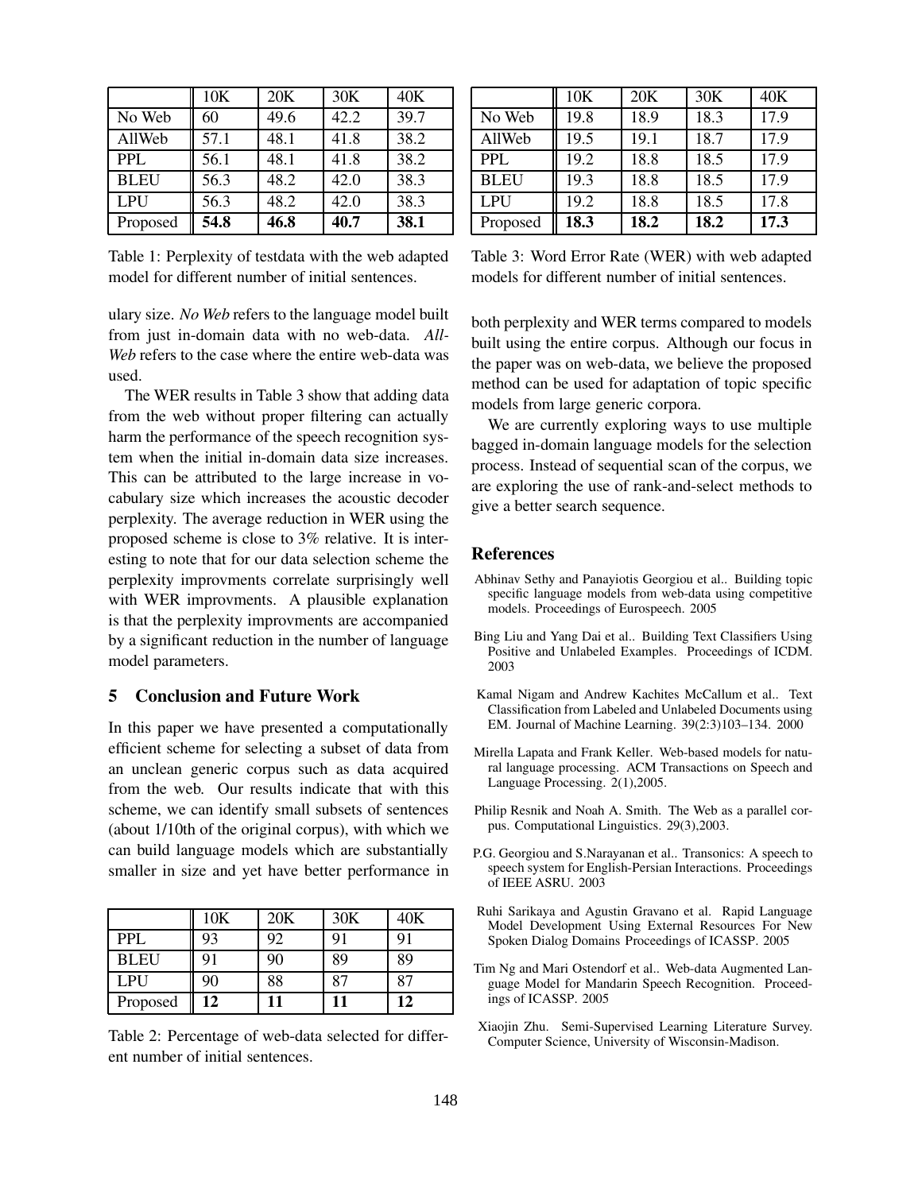|  | 10K | 20K | 30K | 40K |
|---|---|---|---|---|
| No Web | 60 | 49.6 | 42.2 | 39.7 |
| AllWeb | 57.1 | 48.1 | 41.8 | 38.2 |
| PPL | 56.1 | 48.1 | 41.8 | 38.2 |
| BLEU | 56.3 | 48.2 | 42.0 | 38.3 |
| LPU | 56.3 | 48.2 | 42.0 | 38.3 |
| Proposed | **54.8** | **46.8** | **40.7** | **38.1** |

Table 1: Perplexity of testdata with the web adapted model for different number of initial sentences.

ulary size. *No Web* refers to the language model built from just in-domain data with no web-data. *AllWeb* refers to the case where the entire web-data was used.

The WER results in Table 3 show that adding data from the web without proper filtering can actually harm the performance of the speech recognition system when the initial in-domain data size increases. This can be attributed to the large increase in vocabulary size which increases the acoustic decoder perplexity. The average reduction in WER using the proposed scheme is close to 3% relative. It is interesting to note that for our data selection scheme the perplexity improvments correlate surprisingly well with WER improvments. A plausible explanation is that the perplexity improvments are accompanied by a significant reduction in the number of language model parameters.

## 5 Conclusion and Future Work

In this paper we have presented a computationally efficient scheme for selecting a subset of data from an unclean generic corpus such as data acquired from the web. Our results indicate that with this scheme, we can identify small subsets of sentences (about 1/10th of the original corpus), with which we can build language models which are substantially smaller in size and yet have better performance in both perplexity and WER terms compared to models built using the entire corpus. Although our focus in the paper was on web-data, we believe the proposed method can be used for adaptation of topic specific models from large generic corpora.

We are currently exploring ways to use multiple bagged in-domain language models for the selection process. Instead of sequential scan of the corpus, we are exploring the use of rank-and-select methods to give a better search sequence.

|  | 10K | 20K | 30K | 40K |
|---|---|---|---|---|
| PPL | 93 | 92 | 91 | 91 |
| BLEU | 91 | 90 | 89 | 89 |
| LPU | 90 | 88 | 87 | 87 |
| Proposed | **12** | **11** | **11** | **12** |

Table 2: Percentage of web-data selected for different number of initial sentences.

|  | 10K | 20K | 30K | 40K |
|---|---|---|---|---|
| No Web | 19.8 | 18.9 | 18.3 | 17.9 |
| AllWeb | 19.5 | 19.1 | 18.7 | 17.9 |
| PPL | 19.2 | 18.8 | 18.5 | 17.9 |
| BLEU | 19.3 | 18.8 | 18.5 | 17.9 |
| LPU | 19.2 | 18.8 | 18.5 | 17.8 |
| Proposed | **18.3** | **18.2** | **18.2** | **17.3** |

Table 3: Word Error Rate (WER) with web adapted models for different number of initial sentences.

## References

Abhinav Sethy and Panayiotis Georgiou et al.. Building topic specific language models from web-data using competitive models. Proceedings of Eurospeech. 2005

Bing Liu and Yang Dai et al.. Building Text Classifiers Using Positive and Unlabeled Examples. Proceedings of ICDM. 2003

Kamal Nigam and Andrew Kachites McCallum et al.. Text Classification from Labeled and Unlabeled Documents using EM. Journal of Machine Learning. 39(2:3)103–134. 2000

Mirella Lapata and Frank Keller. Web-based models for natural language processing. ACM Transactions on Speech and Language Processing. 2(1),2005.

Philip Resnik and Noah A. Smith. The Web as a parallel corpus. Computational Linguistics. 29(3),2003.

P.G. Georgiou and S.Narayanan et al.. Transonics: A speech to speech system for English-Persian Interactions. Proceedings of IEEE ASRU. 2003

Ruhi Sarikaya and Agustin Gravano et al. Rapid Language Model Development Using External Resources For New Spoken Dialog Domains Proceedings of ICASSP. 2005

Tim Ng and Mari Ostendorf et al.. Web-data Augmented Language Model for Mandarin Speech Recognition. Proceedings of ICASSP. 2005

Xiaojin Zhu. Semi-Supervised Learning Literature Survey. Computer Science, University of Wisconsin-Madison.